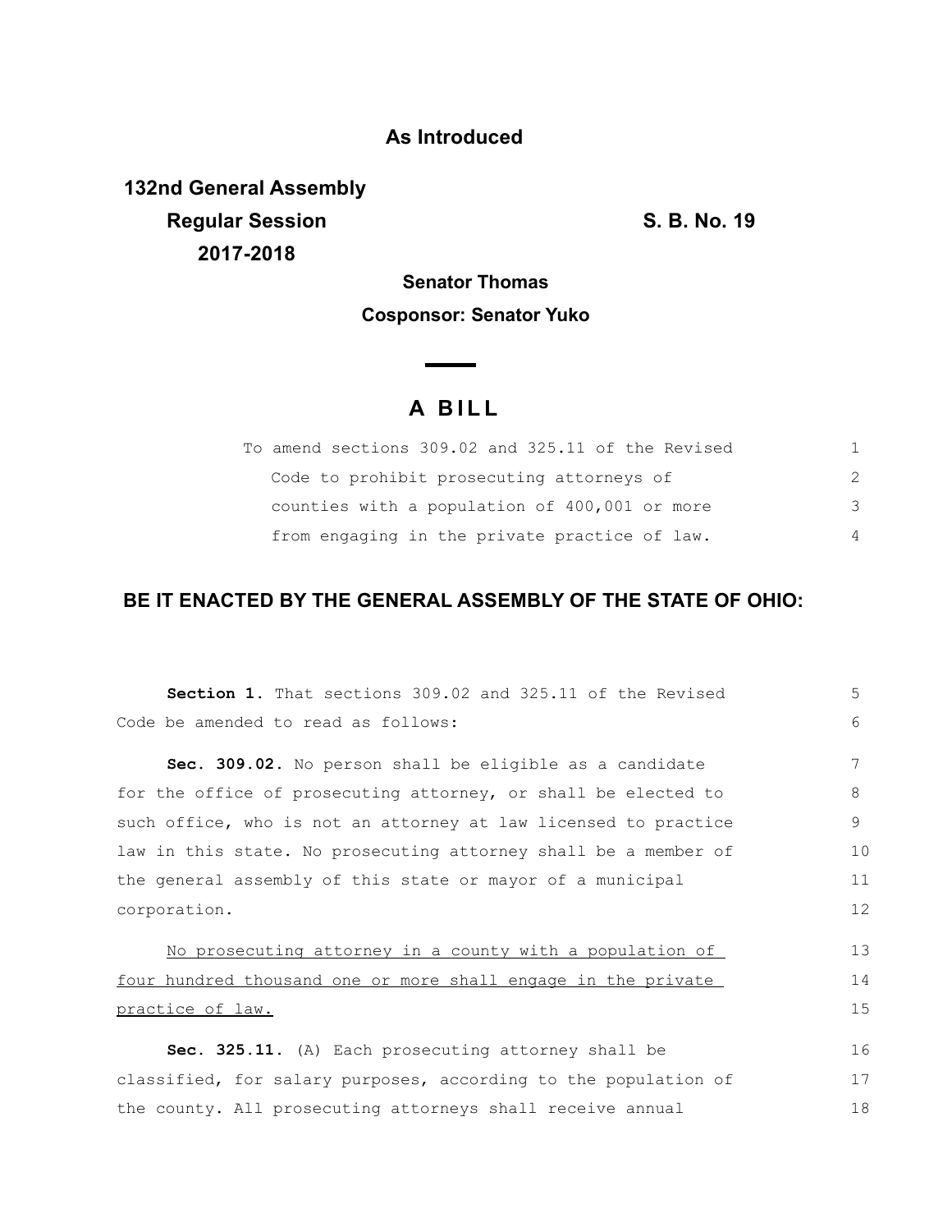**As Introduced**

**132nd General Assembly**
**Regular Session**
**2017-2018**

**S. B. No. 19**

**Senator Thomas**

**Cosponsor: Senator Yuko**

# A BILL

To amend sections 309.02 and 325.11 of the Revised Code to prohibit prosecuting attorneys of counties with a population of 400,001 or more from engaging in the private practice of law.

**BE IT ENACTED BY THE GENERAL ASSEMBLY OF THE STATE OF OHIO:**

**Section 1.** That sections 309.02 and 325.11 of the Revised Code be amended to read as follows:

**Sec. 309.02.** No person shall be eligible as a candidate for the office of prosecuting attorney, or shall be elected to such office, who is not an attorney at law licensed to practice law in this state. No prosecuting attorney shall be a member of the general assembly of this state or mayor of a municipal corporation.

<u>No prosecuting attorney in a county with a population of four hundred thousand one or more shall engage in the private practice of law.</u>

**Sec. 325.11.** (A) Each prosecuting attorney shall be classified, for salary purposes, according to the population of the county. All prosecuting attorneys shall receive annual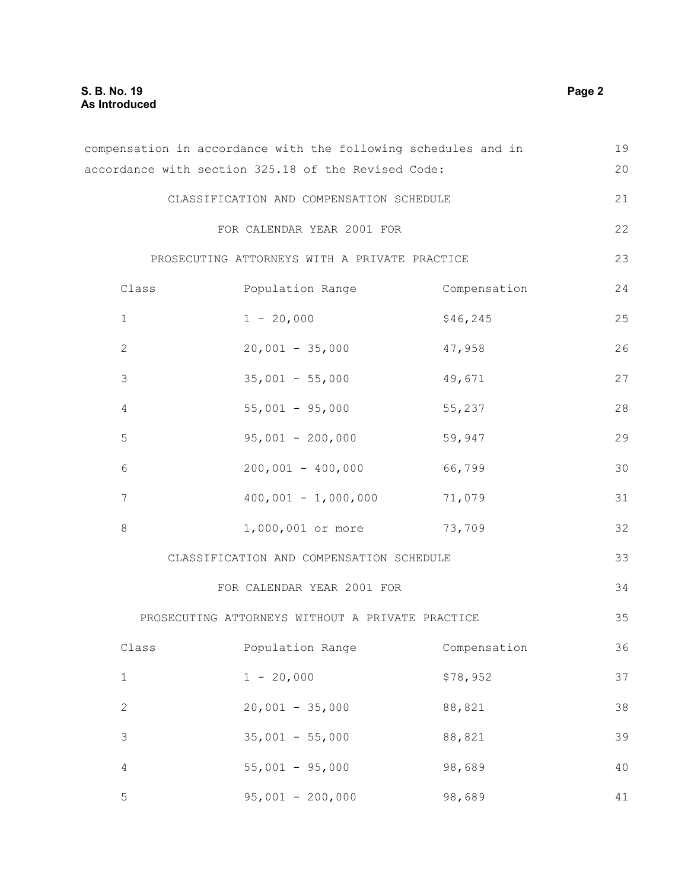compensation in accordance with the following schedules and in accordance with section 325.18 of the Revised Code:

CLASSIFICATION AND COMPENSATION SCHEDULE
FOR CALENDAR YEAR 2001 FOR
PROSECUTING ATTORNEYS WITH A PRIVATE PRACTICE

| Class | Population Range | Compensation |
|---|---|---|
| 1 | 1 - 20,000 | $46,245 |
| 2 | 20,001 - 35,000 | 47,958 |
| 3 | 35,001 - 55,000 | 49,671 |
| 4 | 55,001 - 95,000 | 55,237 |
| 5 | 95,001 - 200,000 | 59,947 |
| 6 | 200,001 - 400,000 | 66,799 |
| 7 | 400,001 - 1,000,000 | 71,079 |
| 8 | 1,000,001 or more | 73,709 |

CLASSIFICATION AND COMPENSATION SCHEDULE
FOR CALENDAR YEAR 2001 FOR
PROSECUTING ATTORNEYS WITHOUT A PRIVATE PRACTICE

| Class | Population Range | Compensation |
|---|---|---|
| 1 | 1 - 20,000 | $78,952 |
| 2 | 20,001 - 35,000 | 88,821 |
| 3 | 35,001 - 55,000 | 88,821 |
| 4 | 55,001 - 95,000 | 98,689 |
| 5 | 95,001 - 200,000 | 98,689 |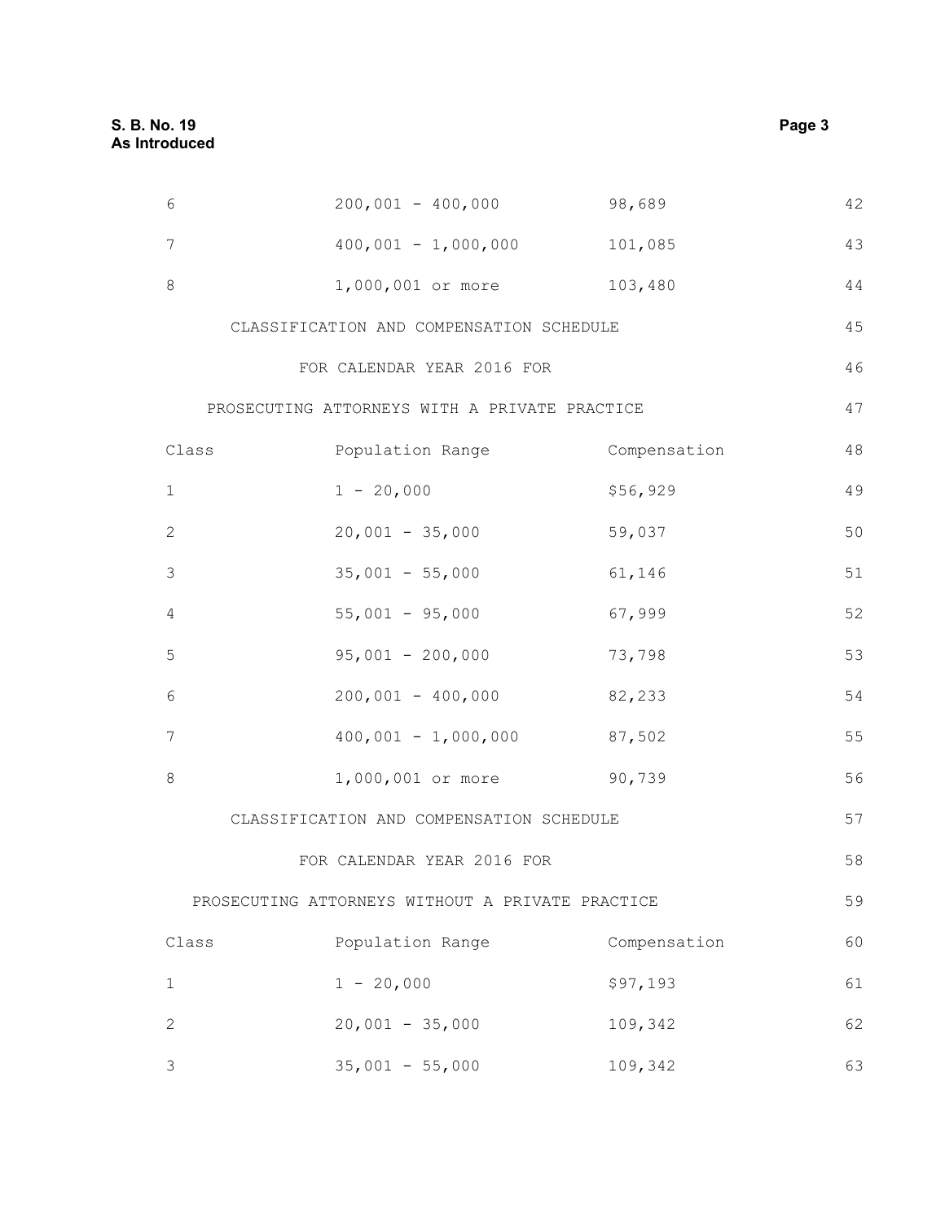| Class | Population Range | Compensation |
|---|---|---|
| 6 | 200,001 - 400,000 | 98,689 |
| 7 | 400,001 - 1,000,000 | 101,085 |
| 8 | 1,000,001 or more | 103,480 |

CLASSIFICATION AND COMPENSATION SCHEDULE

FOR CALENDAR YEAR 2016 FOR

PROSECUTING ATTORNEYS WITH A PRIVATE PRACTICE

| Class | Population Range | Compensation |
|---|---|---|
| 1 | 1 - 20,000 | $56,929 |
| 2 | 20,001 - 35,000 | 59,037 |
| 3 | 35,001 - 55,000 | 61,146 |
| 4 | 55,001 - 95,000 | 67,999 |
| 5 | 95,001 - 200,000 | 73,798 |
| 6 | 200,001 - 400,000 | 82,233 |
| 7 | 400,001 - 1,000,000 | 87,502 |
| 8 | 1,000,001 or more | 90,739 |

CLASSIFICATION AND COMPENSATION SCHEDULE

FOR CALENDAR YEAR 2016 FOR

PROSECUTING ATTORNEYS WITHOUT A PRIVATE PRACTICE

| Class | Population Range | Compensation |
|---|---|---|
| 1 | 1 - 20,000 | $97,193 |
| 2 | 20,001 - 35,000 | 109,342 |
| 3 | 35,001 - 55,000 | 109,342 |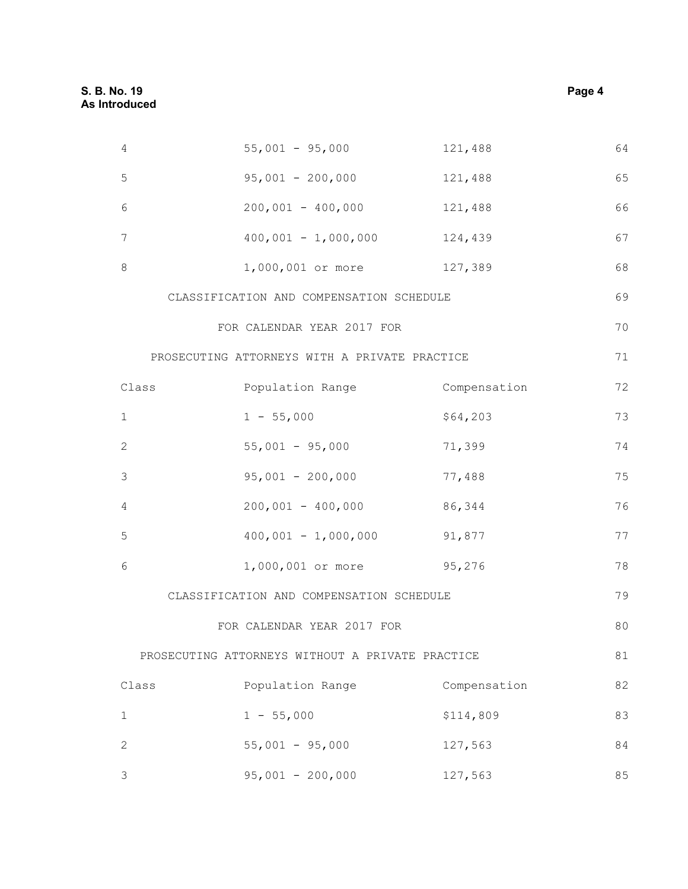| | | | |
|---|---|---|---|
| 4 | 55,001 - 95,000 | 121,488 | 64 |
| 5 | 95,001 - 200,000 | 121,488 | 65 |
| 6 | 200,001 - 400,000 | 121,488 | 66 |
| 7 | 400,001 - 1,000,000 | 124,439 | 67 |
| 8 | 1,000,001 or more | 127,389 | 68 |

CLASSIFICATION AND COMPENSATION SCHEDULE 69

FOR CALENDAR YEAR 2017 FOR 70

PROSECUTING ATTORNEYS WITH A PRIVATE PRACTICE 71

| Class | Population Range | Compensation | 72 |
|---|---|---|---|
| 1 | 1 - 55,000 | $64,203 | 73 |
| 2 | 55,001 - 95,000 | 71,399 | 74 |
| 3 | 95,001 - 200,000 | 77,488 | 75 |
| 4 | 200,001 - 400,000 | 86,344 | 76 |
| 5 | 400,001 - 1,000,000 | 91,877 | 77 |
| 6 | 1,000,001 or more | 95,276 | 78 |

CLASSIFICATION AND COMPENSATION SCHEDULE 79

FOR CALENDAR YEAR 2017 FOR 80

PROSECUTING ATTORNEYS WITHOUT A PRIVATE PRACTICE 81

| Class | Population Range | Compensation | 82 |
|---|---|---|---|
| 1 | 1 - 55,000 | $114,809 | 83 |
| 2 | 55,001 - 95,000 | 127,563 | 84 |
| 3 | 95,001 - 200,000 | 127,563 | 85 |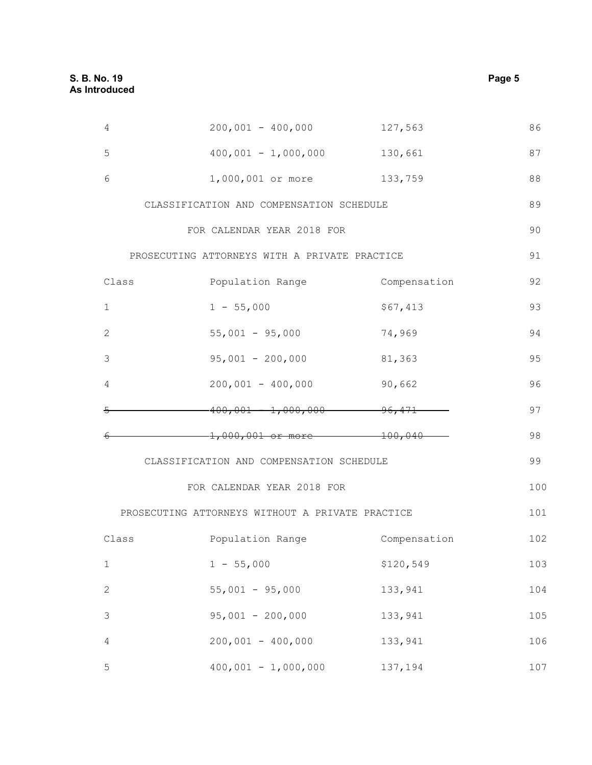| | | | |
|---|---|---|---|
| 4 | 200,001 - 400,000 | 127,563 | 86 |
| 5 | 400,001 - 1,000,000 | 130,661 | 87 |
| 6 | 1,000,001 or more | 133,759 | 88 |

CLASSIFICATION AND COMPENSATION SCHEDULE 89

FOR CALENDAR YEAR 2018 FOR 90

PROSECUTING ATTORNEYS WITH A PRIVATE PRACTICE 91

| Class | Population Range | Compensation | 92 |
|---|---|---|---|
| 1 | 1 - 55,000 | $67,413 | 93 |
| 2 | 55,001 - 95,000 | 74,969 | 94 |
| 3 | 95,001 - 200,000 | 81,363 | 95 |
| 4 | 200,001 - 400,000 | 90,662 | 96 |
| ~~5~~ | ~~400,001 - 1,000,000~~ | ~~96,471~~ | 97 |
| ~~6~~ | ~~1,000,001 or more~~ | ~~100,040~~ | 98 |

CLASSIFICATION AND COMPENSATION SCHEDULE 99

FOR CALENDAR YEAR 2018 FOR 100

PROSECUTING ATTORNEYS WITHOUT A PRIVATE PRACTICE 101

| Class | Population Range | Compensation | 102 |
|---|---|---|---|
| 1 | 1 - 55,000 | $120,549 | 103 |
| 2 | 55,001 - 95,000 | 133,941 | 104 |
| 3 | 95,001 - 200,000 | 133,941 | 105 |
| 4 | 200,001 - 400,000 | 133,941 | 106 |
| 5 | 400,001 - 1,000,000 | 137,194 | 107 |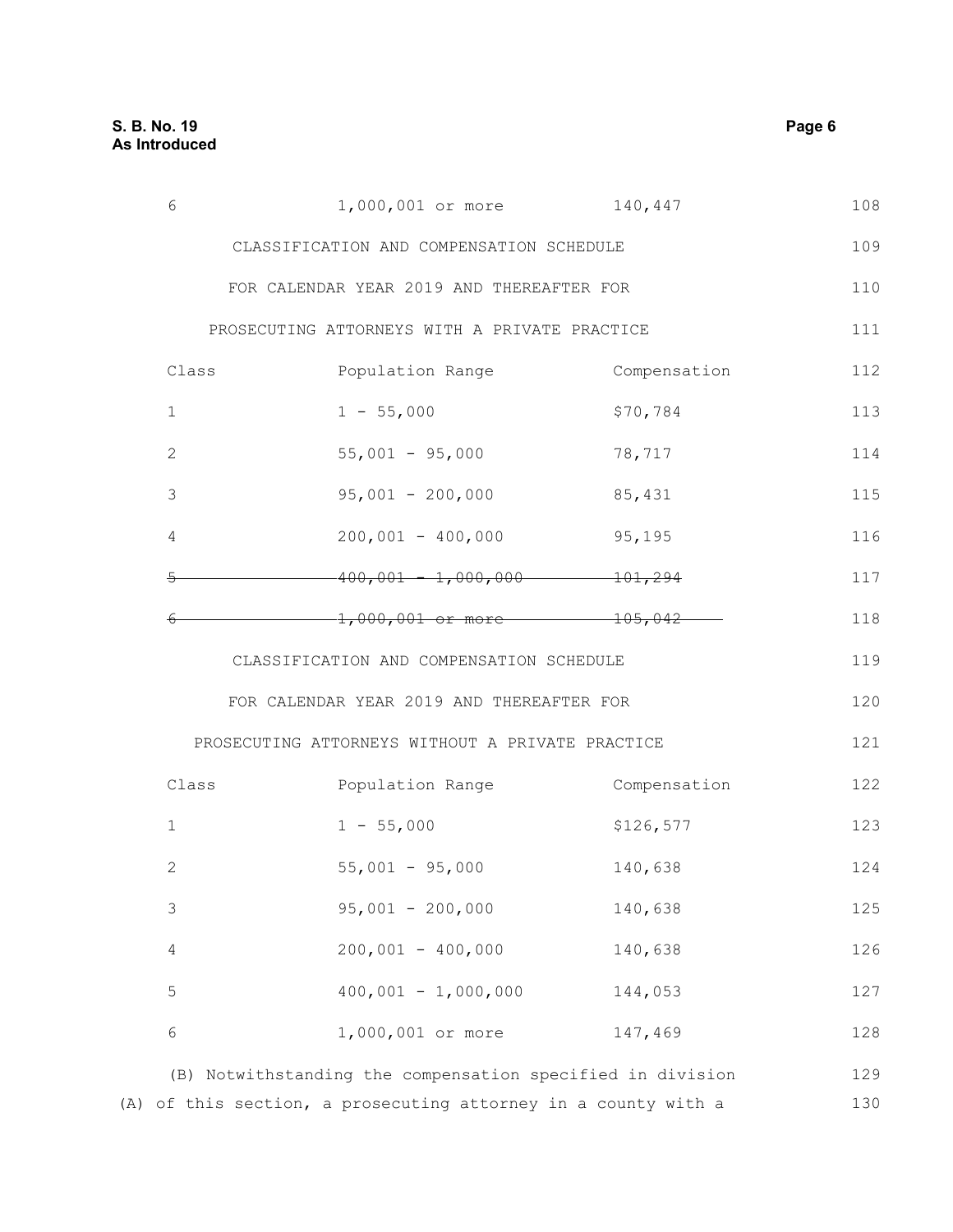| 6 | 1,000,001 or more | 140,447 |
|---|---|---|

CLASSIFICATION AND COMPENSATION SCHEDULE

FOR CALENDAR YEAR 2019 AND THEREAFTER FOR

PROSECUTING ATTORNEYS WITH A PRIVATE PRACTICE

| Class | Population Range | Compensation |
|---|---|---|
| 1 | 1 - 55,000 | $70,784 |
| 2 | 55,001 - 95,000 | 78,717 |
| 3 | 95,001 - 200,000 | 85,431 |
| 4 | 200,001 - 400,000 | 95,195 |
| ~~5~~ | ~~400,001 - 1,000,000~~ | ~~101,294~~ |
| ~~6~~ | ~~1,000,001 or more~~ | ~~105,042~~ |

CLASSIFICATION AND COMPENSATION SCHEDULE

FOR CALENDAR YEAR 2019 AND THEREAFTER FOR

PROSECUTING ATTORNEYS WITHOUT A PRIVATE PRACTICE

| Class | Population Range | Compensation |
|---|---|---|
| 1 | 1 - 55,000 | $126,577 |
| 2 | 55,001 - 95,000 | 140,638 |
| 3 | 95,001 - 200,000 | 140,638 |
| 4 | 200,001 - 400,000 | 140,638 |
| 5 | 400,001 - 1,000,000 | 144,053 |
| 6 | 1,000,001 or more | 147,469 |

(B) Notwithstanding the compensation specified in division (A) of this section, a prosecuting attorney in a county with a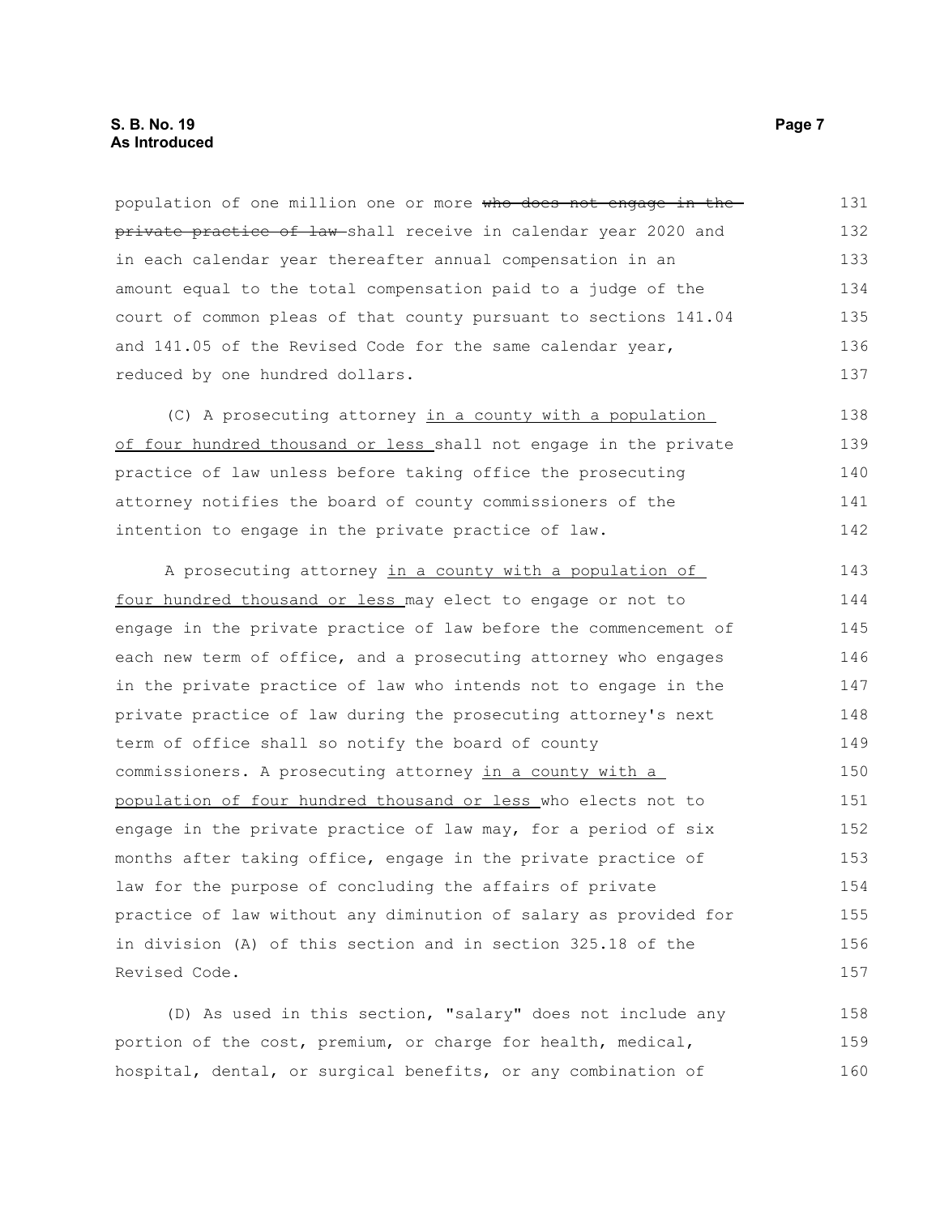population of one million one or more ~~who does not engage in the private practice of law~~ shall receive in calendar year 2020 and in each calendar year thereafter annual compensation in an amount equal to the total compensation paid to a judge of the court of common pleas of that county pursuant to sections 141.04 and 141.05 of the Revised Code for the same calendar year, reduced by one hundred dollars.

(C) A prosecuting attorney <u>in a county with a population of four hundred thousand or less</u> shall not engage in the private practice of law unless before taking office the prosecuting attorney notifies the board of county commissioners of the intention to engage in the private practice of law.

A prosecuting attorney <u>in a county with a population of four hundred thousand or less</u> may elect to engage or not to engage in the private practice of law before the commencement of each new term of office, and a prosecuting attorney who engages in the private practice of law who intends not to engage in the private practice of law during the prosecuting attorney's next term of office shall so notify the board of county commissioners. A prosecuting attorney <u>in a county with a population of four hundred thousand or less</u> who elects not to engage in the private practice of law may, for a period of six months after taking office, engage in the private practice of law for the purpose of concluding the affairs of private practice of law without any diminution of salary as provided for in division (A) of this section and in section 325.18 of the Revised Code.

(D) As used in this section, "salary" does not include any portion of the cost, premium, or charge for health, medical, hospital, dental, or surgical benefits, or any combination of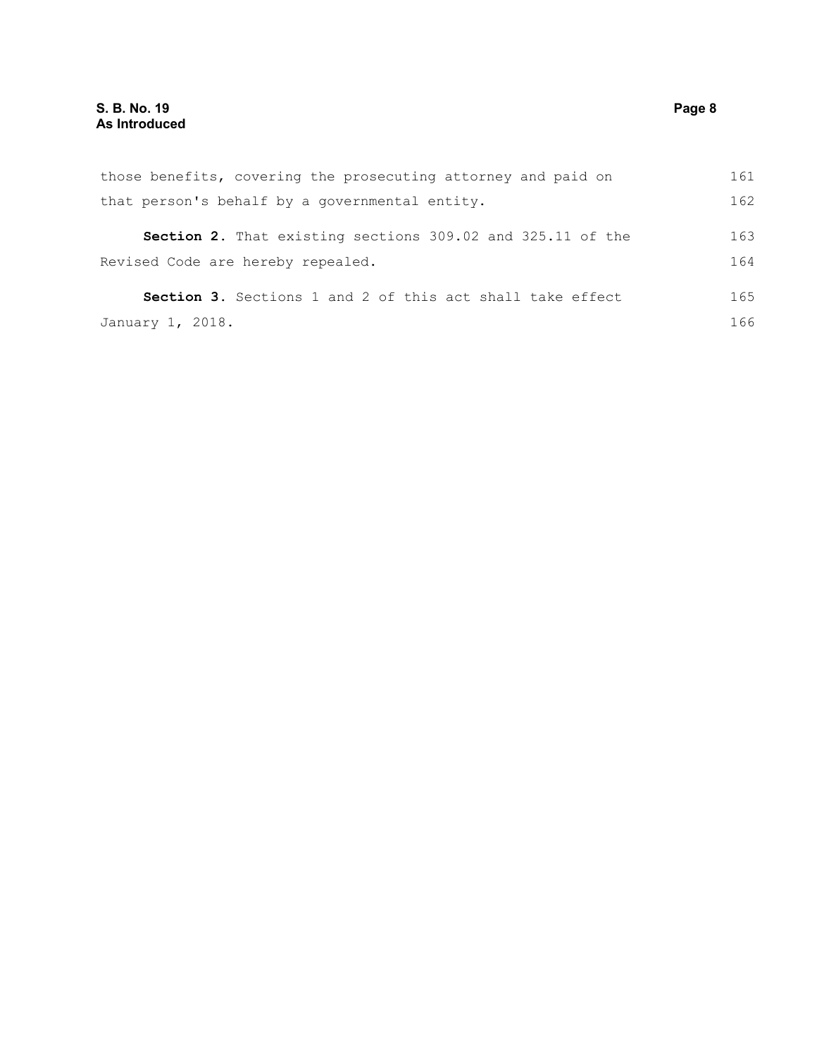those benefits, covering the prosecuting attorney and paid on that person's behalf by a governmental entity.

**Section 2.** That existing sections 309.02 and 325.11 of the Revised Code are hereby repealed.

**Section 3.** Sections 1 and 2 of this act shall take effect January 1, 2018.